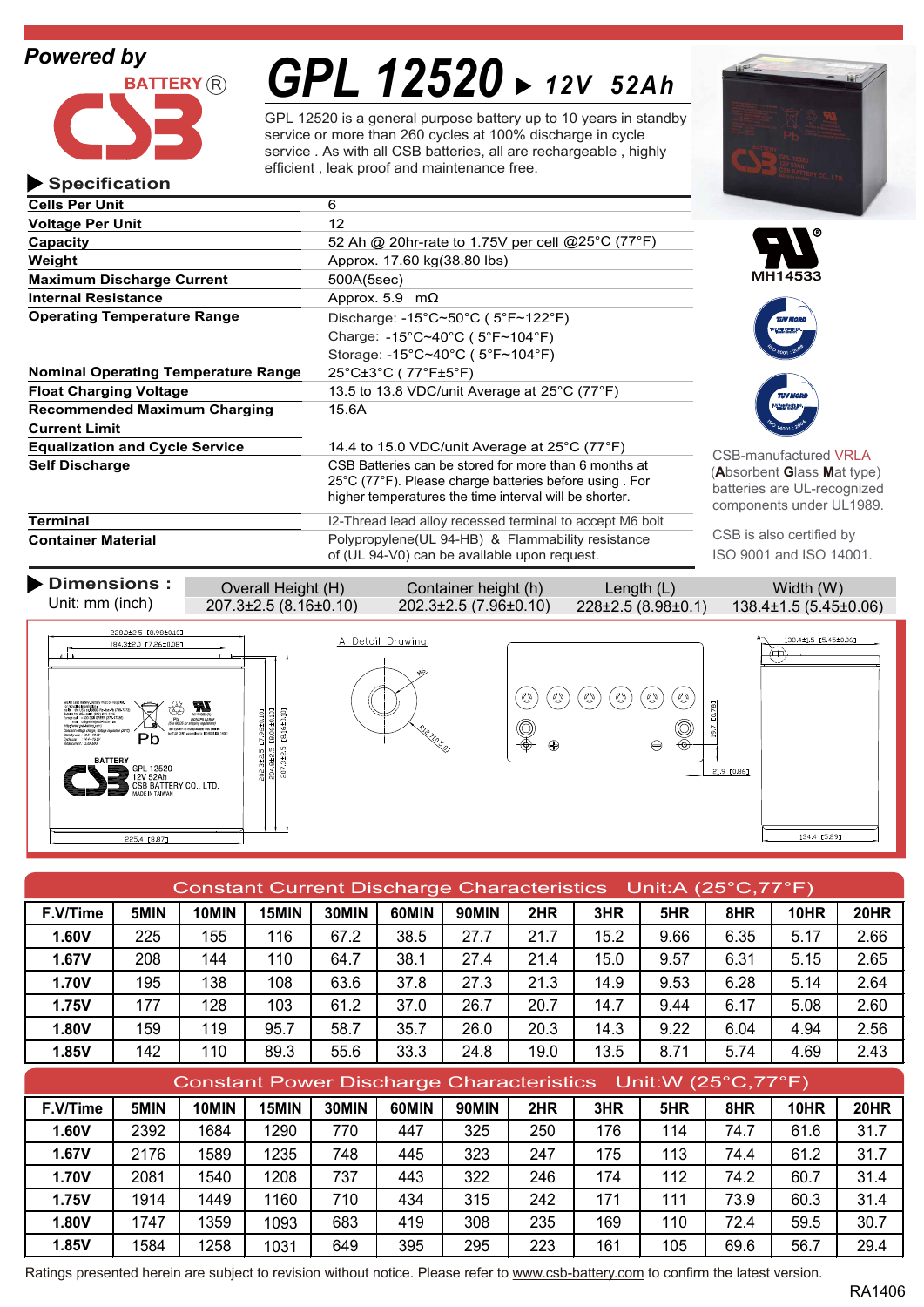**Powered by**

BATTERY ®

CSB

# GPL 12520 ▶ 12V 52Ah

GPL 12520 is a general purpose battery up to 10 years in standby service or more than 260 cycles at 100% discharge in cycle service . As with all CSB batteries, all are rechargeable , highly efficient , leak proof and maintenance free.

## ▶ Specification

| | |
|---|---|
| **Cells Per Unit** | 6 |
| **Voltage Per Unit** | 12 |
| **Capacity** | 52 Ah @ 20hr-rate to 1.75V per cell @25°C (77°F) |
| **Weight** | Approx. 17.60 kg(38.80 lbs) |
| **Maximum Discharge Current** | 500A(5sec) |
| **Internal Resistance** | Approx. 5.9 mΩ |
| **Operating Temperature Range** | Discharge: -15°C~50°C ( 5°F~122°F)<br>Charge: -15°C~40°C ( 5°F~104°F)<br>Storage: -15°C~40°C ( 5°F~104°F) |
| **Nominal Operating Temperature Range** | 25°C±3°C ( 77°F±5°F) |
| **Float Charging Voltage** | 13.5 to 13.8 VDC/unit Average at 25°C (77°F) |
| **Recommended Maximum Charging Current Limit** | 15.6A |
| **Equalization and Cycle Service** | 14.4 to 15.0 VDC/unit Average at 25°C (77°F) |
| **Self Discharge** | CSB Batteries can be stored for more than 6 months at 25°C (77°F). Please charge batteries before using . For higher temperatures the time interval will be shorter. |
| **Terminal** | I2-Thread lead alloy recessed terminal to accept M6 bolt |
| **Container Material** | Polypropylene(UL 94-HB) & Flammability resistance of (UL 94-V0) can be available upon request. |

MH14533

CSB-manufactured VRLA (**A**bsorbent **G**lass **M**at type) batteries are UL-recognized components under UL1989.

CSB is also certified by ISO 9001 and ISO 14001.

## ▶ Dimensions :

Unit: mm (inch)

| Overall Height (H) | Container height (h) | Length (L) | Width (W) |
|---|---|---|---|
| 207.3±2.5 (8.16±0.10) | 202.3±2.5 (7.96±0.10) | 228±2.5 (8.98±0.1) | 138.4±1.5 (5.45±0.06) |

## Constant Current Discharge Characteristics Unit:A (25°C,77°F)

| F.V/Time | 5MIN | 10MIN | 15MIN | 30MIN | 60MIN | 90MIN | 2HR | 3HR | 5HR | 8HR | 10HR | 20HR |
|---|---|---|---|---|---|---|---|---|---|---|---|---|
| 1.60V | 225 | 155 | 116 | 67.2 | 38.5 | 27.7 | 21.7 | 15.2 | 9.66 | 6.35 | 5.17 | 2.66 |
| 1.67V | 208 | 144 | 110 | 64.7 | 38.1 | 27.4 | 21.4 | 15.0 | 9.57 | 6.31 | 5.15 | 2.65 |
| 1.70V | 195 | 138 | 108 | 63.6 | 37.8 | 27.3 | 21.3 | 14.9 | 9.53 | 6.28 | 5.14 | 2.64 |
| 1.75V | 177 | 128 | 103 | 61.2 | 37.0 | 26.7 | 20.7 | 14.7 | 9.44 | 6.17 | 5.08 | 2.60 |
| 1.80V | 159 | 119 | 95.7 | 58.7 | 35.7 | 26.0 | 20.3 | 14.3 | 9.22 | 6.04 | 4.94 | 2.56 |
| 1.85V | 142 | 110 | 89.3 | 55.6 | 33.3 | 24.8 | 19.0 | 13.5 | 8.71 | 5.74 | 4.69 | 2.43 |

## Constant Power Discharge Characteristics Unit:W (25°C,77°F)

| F.V/Time | 5MIN | 10MIN | 15MIN | 30MIN | 60MIN | 90MIN | 2HR | 3HR | 5HR | 8HR | 10HR | 20HR |
|---|---|---|---|---|---|---|---|---|---|---|---|---|
| 1.60V | 2392 | 1684 | 1290 | 770 | 447 | 325 | 250 | 176 | 114 | 74.7 | 61.6 | 31.7 |
| 1.67V | 2176 | 1589 | 1235 | 748 | 445 | 323 | 247 | 175 | 113 | 74.4 | 61.2 | 31.7 |
| 1.70V | 2081 | 1540 | 1208 | 737 | 443 | 322 | 246 | 174 | 112 | 74.2 | 60.7 | 31.4 |
| 1.75V | 1914 | 1449 | 1160 | 710 | 434 | 315 | 242 | 171 | 111 | 73.9 | 60.3 | 31.4 |
| 1.80V | 1747 | 1359 | 1093 | 683 | 419 | 308 | 235 | 169 | 110 | 72.4 | 59.5 | 30.7 |
| 1.85V | 1584 | 1258 | 1031 | 649 | 395 | 295 | 223 | 161 | 105 | 69.6 | 56.7 | 29.4 |

Ratings presented herein are subject to revision without notice. Please refer to www.csb-battery.com to confirm the latest version.

RA1406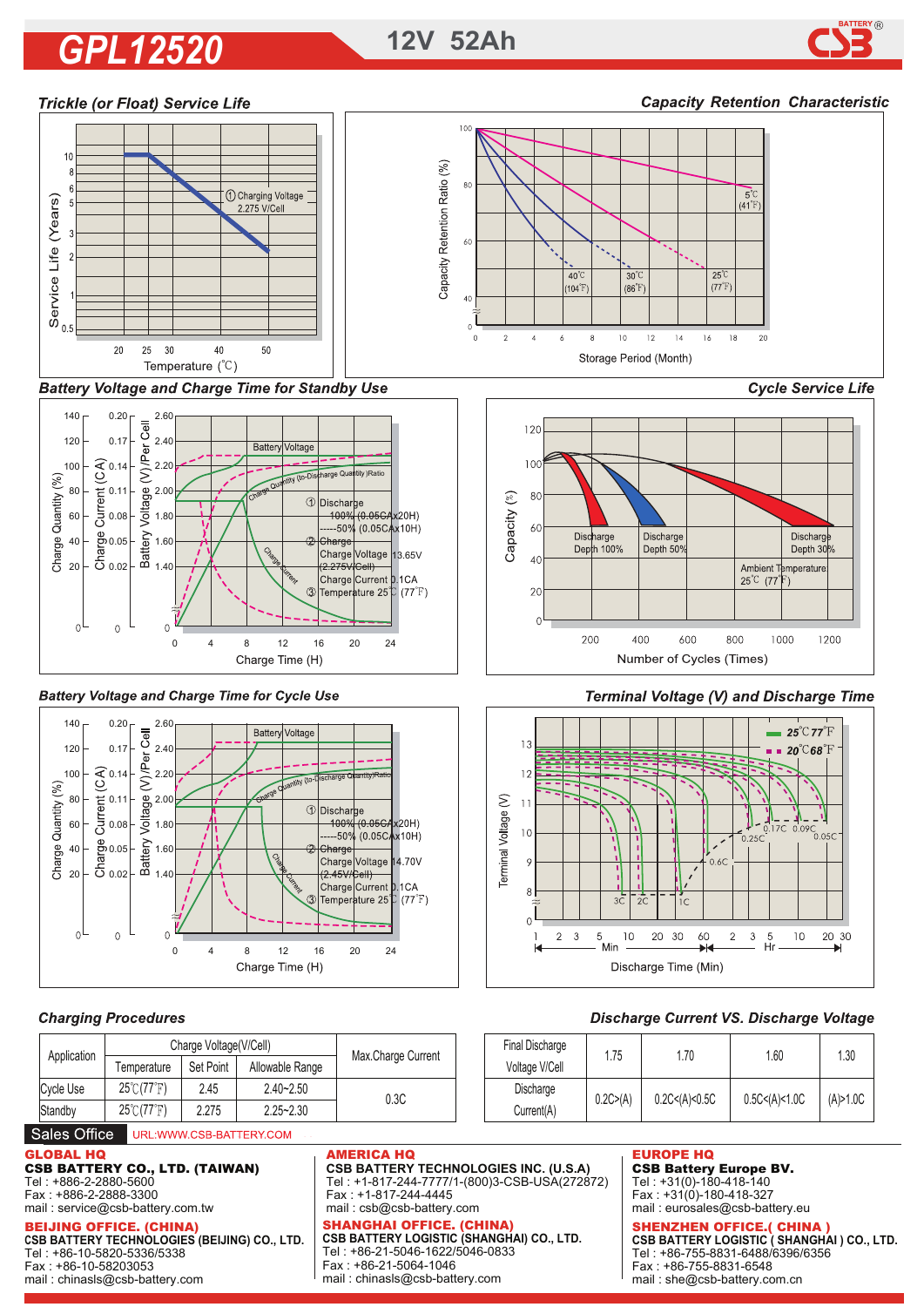# GPL12520

12V 52Ah

## Trickle (or Float) Service Life

Service Life (Years)

10
8
6
5
3
2
1
0.5

① Charging Voltage
2.275 V/Cell

20 25 30 40 50

Temperature (℃)

## Capacity Retention Characteristic

Capacity Retention Ratio (%)

100
80
60
40
0

5℃ (41℉)
40℃ (104℉)
30℃ (86℉)
25℃ (77℉)

0 2 4 6 8 10 12 14 16 18 20

Storage Period (Month)

## Battery Voltage and Charge Time for Standby Use

Charge Quantity (%) 140 120 100 80 60 40 20 0

Charge Current (CA) 0.20 0.17 0.14 0.11 0.08 0.05 0.02 0

Battery Voltage (V)/Per Cell 2.60 2.40 2.20 2.00 1.80 1.60 1.40 0

Battery Voltage

Charge Quantity (to-Discharge Quantity) Ratio

Charge Current

① Discharge
100% (0.05CAx20H)
-----50% (0.05CAx10H)
② Charge
Charge Voltage 13.65V (2.275V/Cell)
Charge Current 0.1CA
③ Temperature 25℃ (77℉)

0 4 8 12 16 20 24

Charge Time (H)

## Cycle Service Life

Capacity (%)

120
100
80
60
40
20
0

Discharge Depth 100%
Discharge Depth 50%
Discharge Depth 30%

Ambient Temperature 25℃ (77℉)

200 400 600 800 1000 1200

Number of Cycles (Times)

## Battery Voltage and Charge Time for Cycle Use

Charge Quantity (%) 140 120 100 80 60 40 20 0

Charge Current (CA) 0.20 0.17 0.14 0.11 0.08 0.05 0.02 0

Battery Voltage (V)/Per Cell 2.60 2.40 2.20 2.00 1.80 1.60 1.40 0

Battery Voltage

Charge Quantity (to-Discharge Quantity) Ratio

Charge Current

① Discharge
100% (0.05CAx20H)
-----50% (0.05CAx10H)
② Charge
Charge Voltage 14.70V (2.45V/Cell)
Charge Current 0.1CA
③ Temperature 25℃ (77℉)

0 4 8 12 16 20 24

Charge Time (H)

## Terminal Voltage (V) and Discharge Time

Terminal Voltage (V)

13
12
11
10
9
8
0

25℃ 77℉
20℃ 68℉

3C 2C 1C 0.6C 0.25C 0.17C 0.09C 0.05C

1 2 3 5 10 20 30 60 2 3 5 10 20 30

Min Hr

Discharge Time (Min)

## Charging Procedures

| Application | Charge Voltage(V/Cell) | | | Max.Charge Current |
|---|---|---|---|---|
| | Temperature | Set Point | Allowable Range | |
| Cycle Use | 25℃(77℉) | 2.45 | 2.40~2.50 | 0.3C |
| Standby | 25℃(77℉) | 2.275 | 2.25~2.30 | |

## Discharge Current VS. Discharge Voltage

| Final Discharge Voltage V/Cell | 1.75 | 1.70 | 1.60 | 1.30 |
|---|---|---|---|---|
| Discharge Current(A) | 0.2C>(A) | 0.2C<(A)<0.5C | 0.5C<(A)<1.0C | (A)>1.0C |

## Sales Office

URL:WWW.CSB-BATTERY.COM

**GLOBAL HQ**
**CSB BATTERY CO., LTD. (TAIWAN)**
Tel : +886-2-2880-5600
Fax : +886-2-2888-3300
mail : service@csb-battery.com.tw

**BEIJING OFFICE. (CHINA)**
**CSB BATTERY TECHNOLOGIES (BEIJING) CO., LTD.**
Tel : +86-10-5820-5336/5338
Fax : +86-10-58203053
mail : chinasls@csb-battery.com

**AMERICA HQ**
**CSB BATTERY TECHNOLOGIES INC. (U.S.A)**
Tel : +1-817-244-7777/1-(800)3-CSB-USA(272872)
Fax : +1-817-244-4445
mail : csb@csb-battery.com

**SHANGHAI OFFICE. (CHINA)**
**CSB BATTERY LOGISTIC (SHANGHAI) CO., LTD.**
Tel : +86-21-5046-1622/5046-0833
Fax : +86-21-5064-1046
mail : chinasls@csb-battery.com

**EUROPE HQ**
**CSB Battery Europe BV.**
Tel : +31(0)-180-418-140
Fax : +31(0)-180-418-327
mail : eurosales@csb-battery.eu

**SHENZHEN OFFICE.( CHINA )**
**CSB BATTERY LOGISTIC ( SHANGHAI ) CO., LTD.**
Tel : +86-755-8831-6488/6396/6356
Fax : +86-755-8831-6548
mail : she@csb-battery.com.cn